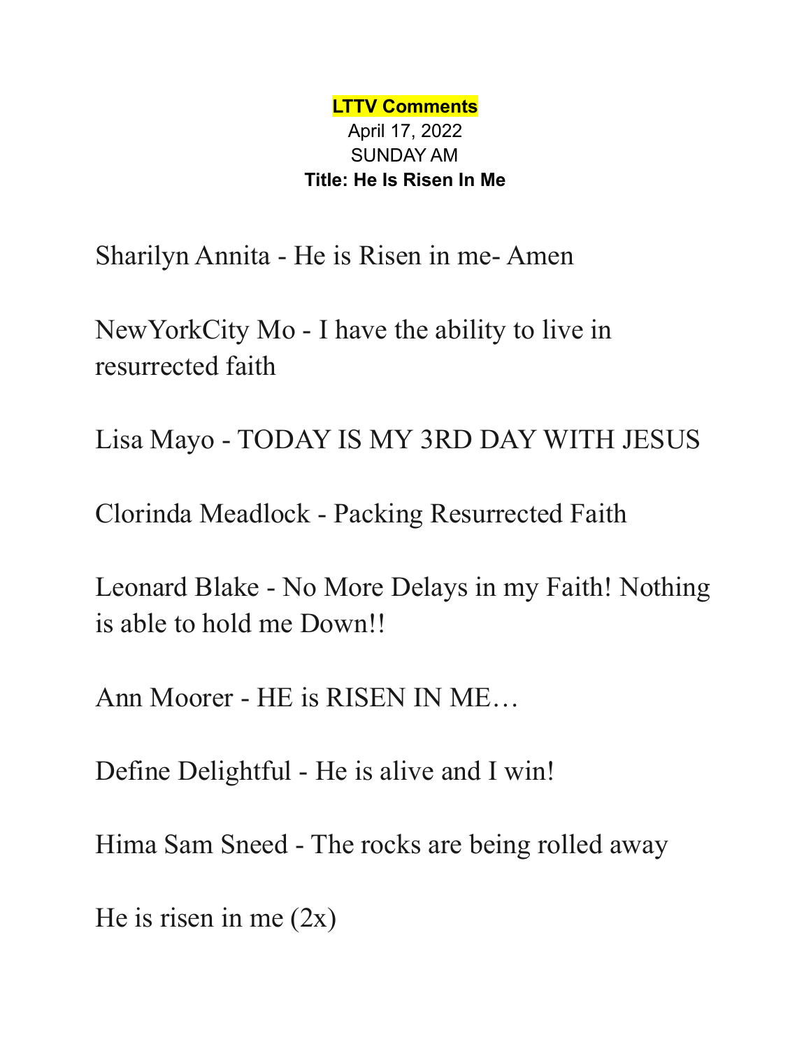**LTTV Comments**

April 17, 2022

SUNDAY AM

**Title: He Is Risen In Me**

Sharilyn Annita - He is Risen in me- Amen

NewYorkCity Mo - I have the ability to live in resurrected faith

Lisa Mayo - TODAY IS MY 3RD DAY WITH JESUS

Clorinda Meadlock - Packing Resurrected Faith

Leonard Blake - No More Delays in my Faith! Nothing is able to hold me Down!!

Ann Moorer - HE is RISEN IN ME…

Define Delightful - He is alive and I win!

Hima Sam Sneed - The rocks are being rolled away

He is risen in me (2x)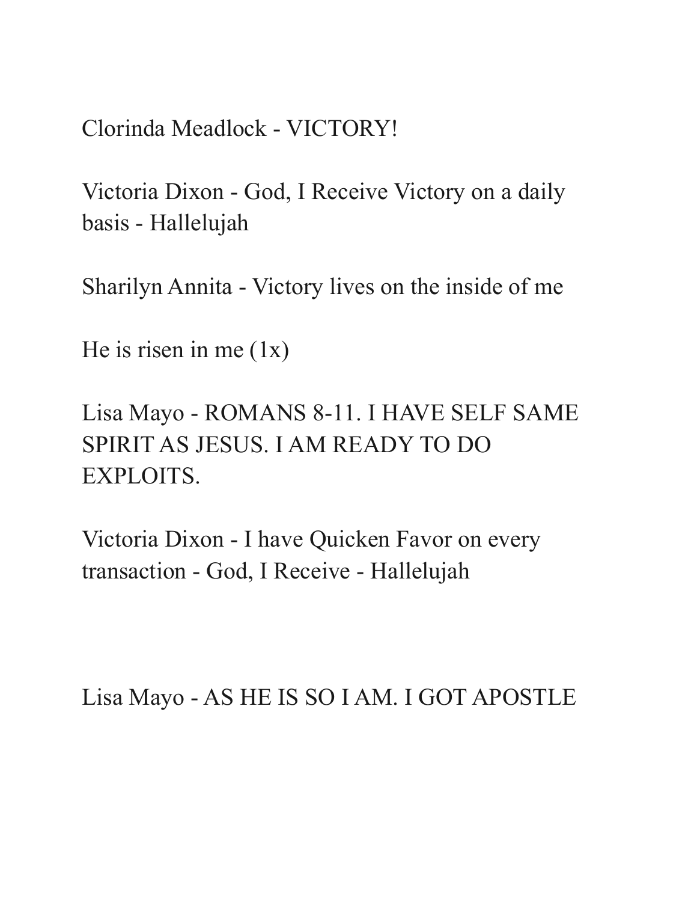Clorinda Meadlock - VICTORY!

Victoria Dixon - God, I Receive Victory on a daily basis - Hallelujah

Sharilyn Annita - Victory lives on the inside of me

He is risen in me (1x)

Lisa Mayo - ROMANS 8-11. I HAVE SELF SAME SPIRIT AS JESUS. I AM READY TO DO EXPLOITS.

Victoria Dixon - I have Quicken Favor on every transaction - God, I Receive - Hallelujah

Lisa Mayo - AS HE IS SO I AM. I GOT APOSTLE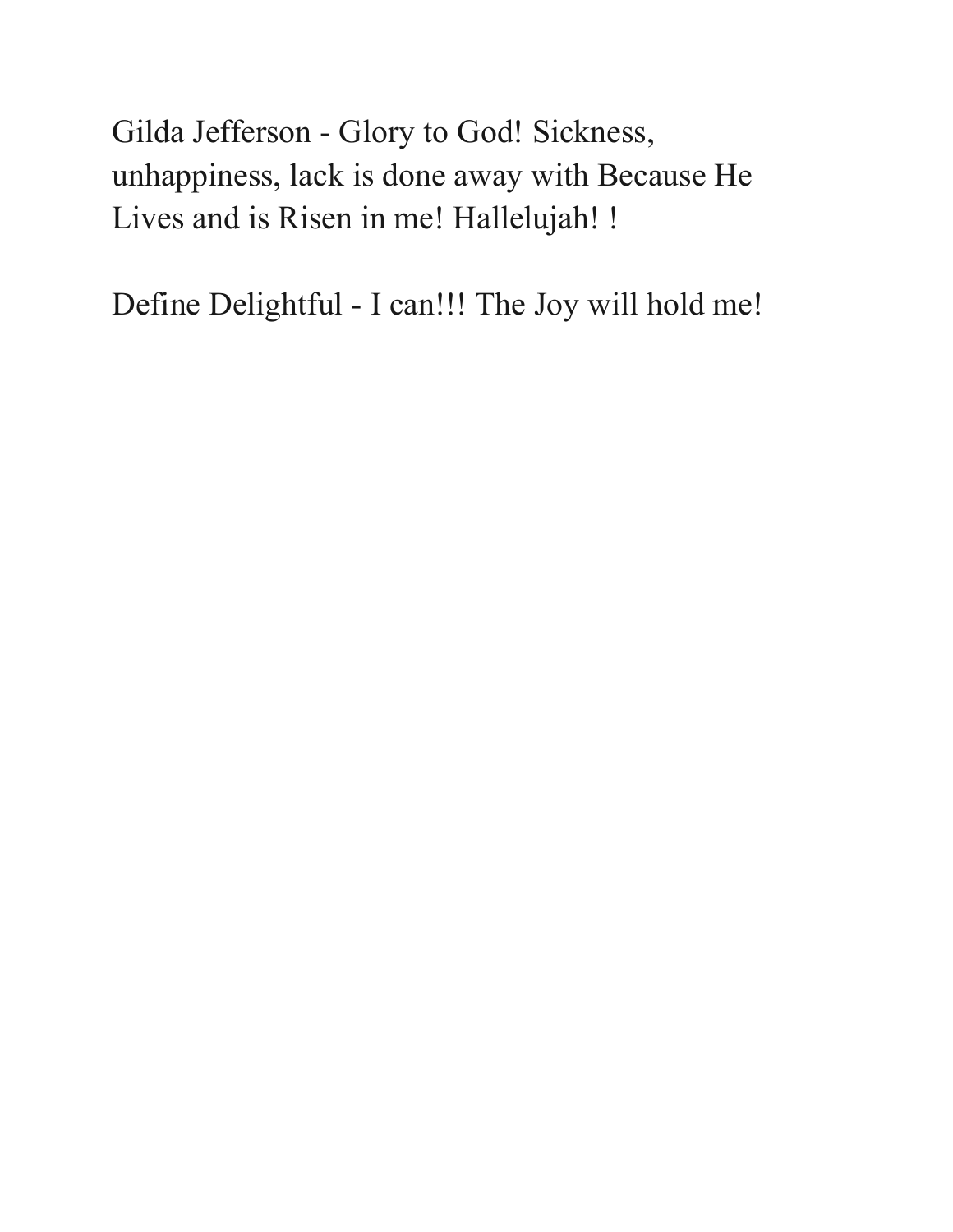Gilda Jefferson - Glory to God! Sickness, unhappiness, lack is done away with Because He Lives and is Risen in me! Hallelujah! !

Define Delightful - I can!!! The Joy will hold me!